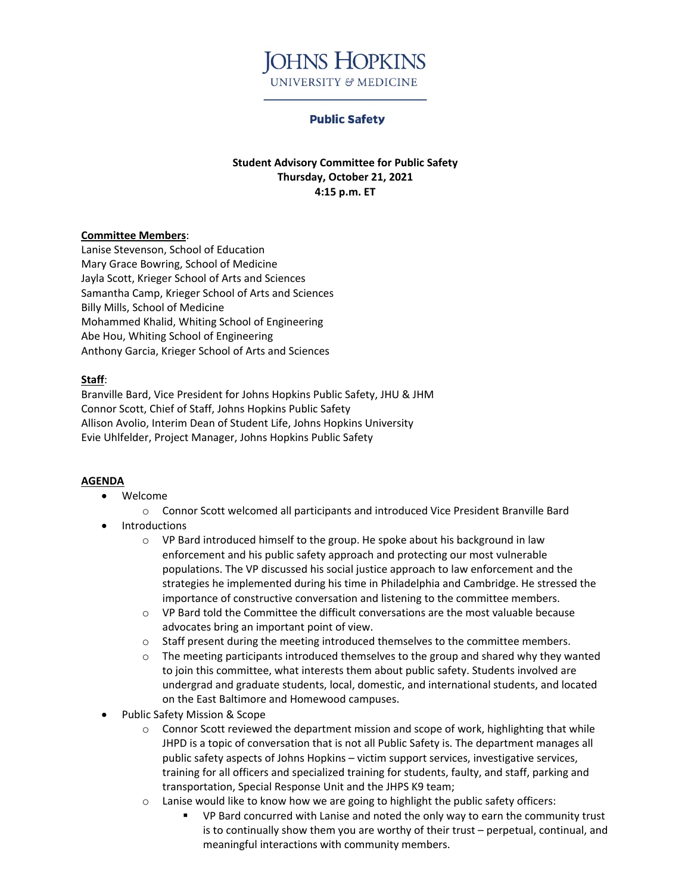Johns Hopkins
University & Medicine

**Public Safety**

**Student Advisory Committee for Public Safety**
**Thursday, October 21, 2021**
**4:15 p.m. ET**

**Committee Members**:
Lanise Stevenson, School of Education
Mary Grace Bowring, School of Medicine
Jayla Scott, Krieger School of Arts and Sciences
Samantha Camp, Krieger School of Arts and Sciences
Billy Mills, School of Medicine
Mohammed Khalid, Whiting School of Engineering
Abe Hou, Whiting School of Engineering
Anthony Garcia, Krieger School of Arts and Sciences

**Staff**:
Branville Bard, Vice President for Johns Hopkins Public Safety, JHU & JHM
Connor Scott, Chief of Staff, Johns Hopkins Public Safety
Allison Avolio, Interim Dean of Student Life, Johns Hopkins University
Evie Uhlfelder, Project Manager, Johns Hopkins Public Safety

**AGENDA**

- Welcome
  - Connor Scott welcomed all participants and introduced Vice President Branville Bard
- Introductions
  - VP Bard introduced himself to the group. He spoke about his background in law enforcement and his public safety approach and protecting our most vulnerable populations. The VP discussed his social justice approach to law enforcement and the strategies he implemented during his time in Philadelphia and Cambridge. He stressed the importance of constructive conversation and listening to the committee members.
  - VP Bard told the Committee the difficult conversations are the most valuable because advocates bring an important point of view.
  - Staff present during the meeting introduced themselves to the committee members.
  - The meeting participants introduced themselves to the group and shared why they wanted to join this committee, what interests them about public safety. Students involved are undergrad and graduate students, local, domestic, and international students, and located on the East Baltimore and Homewood campuses.
- Public Safety Mission & Scope
  - Connor Scott reviewed the department mission and scope of work, highlighting that while JHPD is a topic of conversation that is not all Public Safety is. The department manages all public safety aspects of Johns Hopkins – victim support services, investigative services, training for all officers and specialized training for students, faulty, and staff, parking and transportation, Special Response Unit and the JHPS K9 team;
  - Lanise would like to know how we are going to highlight the public safety officers:
    - VP Bard concurred with Lanise and noted the only way to earn the community trust is to continually show them you are worthy of their trust – perpetual, continual, and meaningful interactions with community members.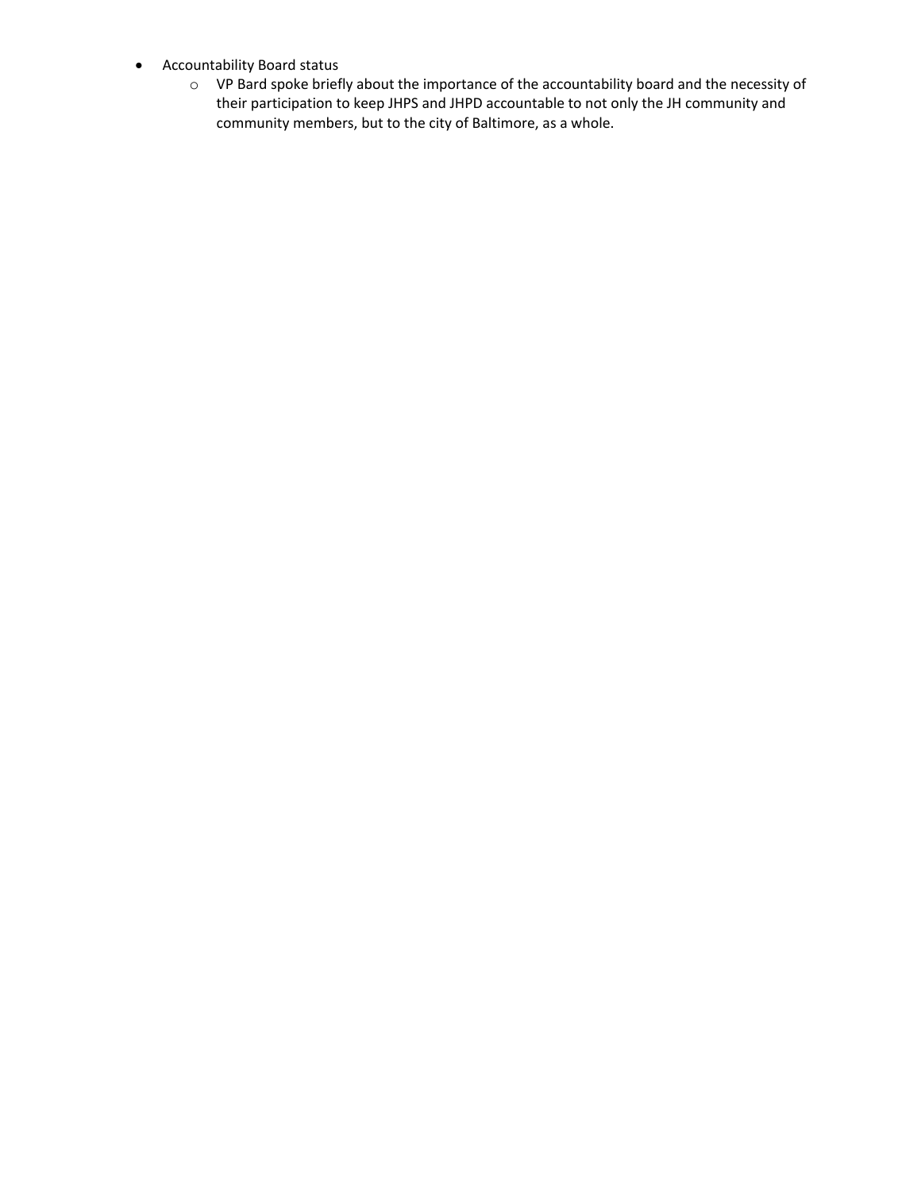- Accountability Board status
  - VP Bard spoke briefly about the importance of the accountability board and the necessity of their participation to keep JHPS and JHPD accountable to not only the JH community and community members, but to the city of Baltimore, as a whole.